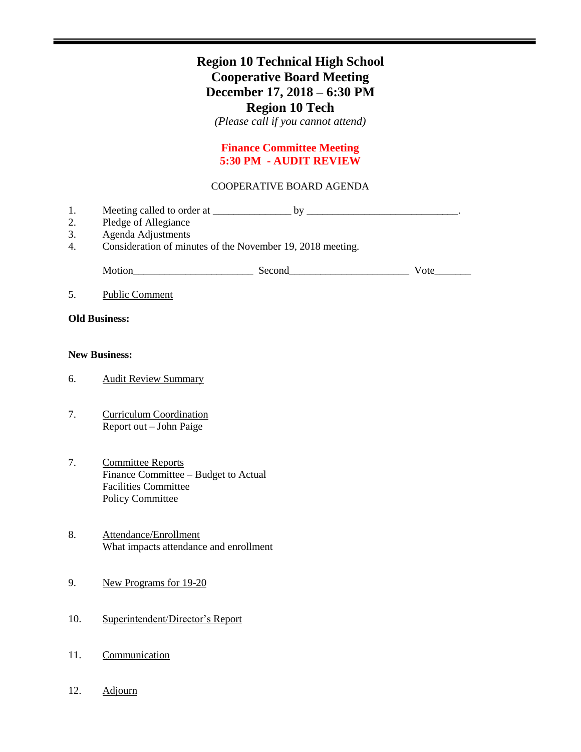# Region 10 Technical High School
# Cooperative Board Meeting
# December 17, 2018 – 6:30 PM
# Region 10 Tech

*(Please call if you cannot attend)*

**Finance Committee Meeting**
**5:30 PM - AUDIT REVIEW**

COOPERATIVE BOARD AGENDA

1. Meeting called to order at _______________ by _____________________________.
2. Pledge of Allegiance
3. Agenda Adjustments
4. Consideration of minutes of the November 19, 2018 meeting.

   Motion_______________________ Second_______________________ Vote_______

5. Public Comment

**Old Business:**

**New Business:**

6. Audit Review Summary

7. Curriculum Coordination
   Report out – John Paige

7. Committee Reports
   Finance Committee – Budget to Actual
   Facilities Committee
   Policy Committee

8. Attendance/Enrollment
   What impacts attendance and enrollment

9. New Programs for 19-20

10. Superintendent/Director's Report

11. Communication

12. Adjourn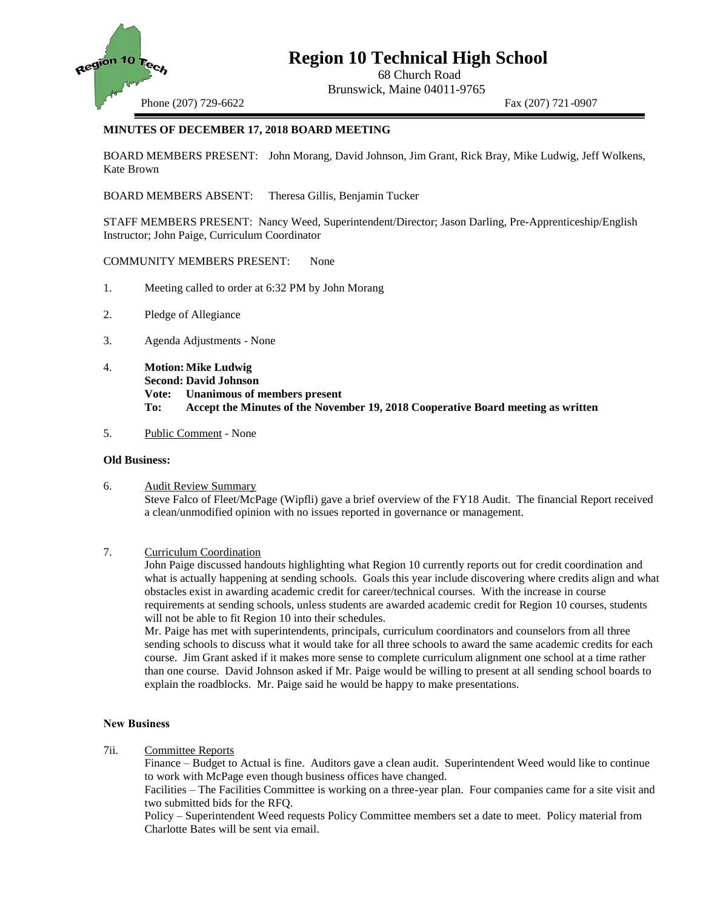# Region 10 Technical High School

68 Church Road
Brunswick, Maine 04011-9765

Phone (207) 729-6622 Fax (207) 721-0907

**MINUTES OF DECEMBER 17, 2018 BOARD MEETING**

BOARD MEMBERS PRESENT: John Morang, David Johnson, Jim Grant, Rick Bray, Mike Ludwig, Jeff Wolkens, Kate Brown

BOARD MEMBERS ABSENT: Theresa Gillis, Benjamin Tucker

STAFF MEMBERS PRESENT: Nancy Weed, Superintendent/Director; Jason Darling, Pre-Apprenticeship/English Instructor; John Paige, Curriculum Coordinator

COMMUNITY MEMBERS PRESENT: None

1. Meeting called to order at 6:32 PM by John Morang

2. Pledge of Allegiance

3. Agenda Adjustments - None

4. **Motion: Mike Ludwig**
   **Second: David Johnson**
   **Vote: Unanimous of members present**
   **To: Accept the Minutes of the November 19, 2018 Cooperative Board meeting as written**

5. Public Comment - None

**Old Business:**

6. Audit Review Summary
   Steve Falco of Fleet/McPage (Wipfli) gave a brief overview of the FY18 Audit. The financial Report received a clean/unmodified opinion with no issues reported in governance or management.

7. Curriculum Coordination
   John Paige discussed handouts highlighting what Region 10 currently reports out for credit coordination and what is actually happening at sending schools. Goals this year include discovering where credits align and what obstacles exist in awarding academic credit for career/technical courses. With the increase in course requirements at sending schools, unless students are awarded academic credit for Region 10 courses, students will not be able to fit Region 10 into their schedules.
   Mr. Paige has met with superintendents, principals, curriculum coordinators and counselors from all three sending schools to discuss what it would take for all three schools to award the same academic credits for each course. Jim Grant asked if it makes more sense to complete curriculum alignment one school at a time rather than one course. David Johnson asked if Mr. Paige would be willing to present at all sending school boards to explain the roadblocks. Mr. Paige said he would be happy to make presentations.

**New Business**

7ii. Committee Reports
   Finance – Budget to Actual is fine. Auditors gave a clean audit. Superintendent Weed would like to continue to work with McPage even though business offices have changed.
   Facilities – The Facilities Committee is working on a three-year plan. Four companies came for a site visit and two submitted bids for the RFQ.
   Policy – Superintendent Weed requests Policy Committee members set a date to meet. Policy material from Charlotte Bates will be sent via email.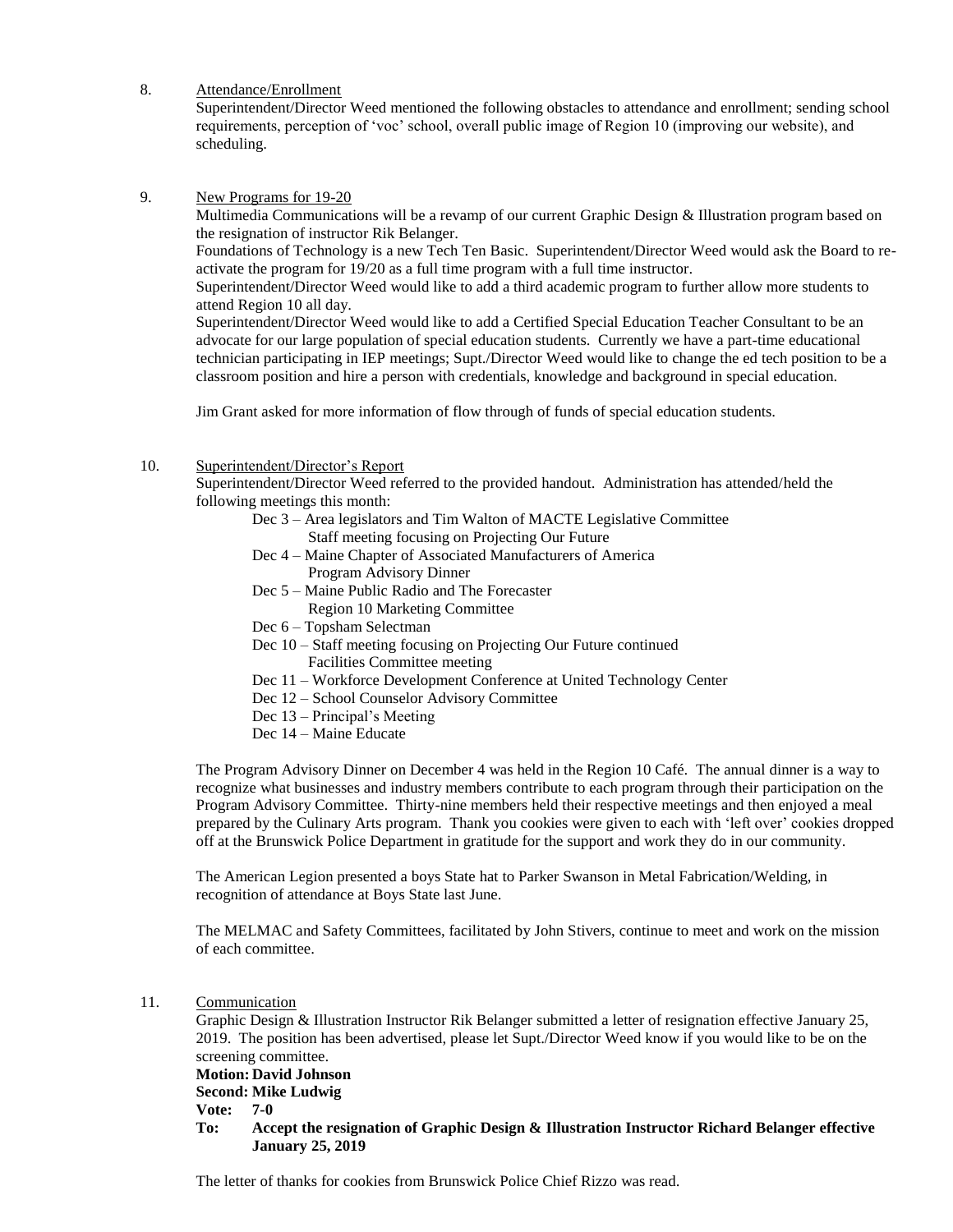8. <u>Attendance/Enrollment</u>

   Superintendent/Director Weed mentioned the following obstacles to attendance and enrollment; sending school requirements, perception of 'voc' school, overall public image of Region 10 (improving our website), and scheduling.

9. <u>New Programs for 19-20</u>

   Multimedia Communications will be a revamp of our current Graphic Design & Illustration program based on the resignation of instructor Rik Belanger.

   Foundations of Technology is a new Tech Ten Basic. Superintendent/Director Weed would ask the Board to re-activate the program for 19/20 as a full time program with a full time instructor.

   Superintendent/Director Weed would like to add a third academic program to further allow more students to attend Region 10 all day.

   Superintendent/Director Weed would like to add a Certified Special Education Teacher Consultant to be an advocate for our large population of special education students. Currently we have a part-time educational technician participating in IEP meetings; Supt./Director Weed would like to change the ed tech position to be a classroom position and hire a person with credentials, knowledge and background in special education.

   Jim Grant asked for more information of flow through of funds of special education students.

10. <u>Superintendent/Director's Report</u>

    Superintendent/Director Weed referred to the provided handout. Administration has attended/held the following meetings this month:

    - Dec 3 – Area legislators and Tim Walton of MACTE Legislative Committee
      Staff meeting focusing on Projecting Our Future
    - Dec 4 – Maine Chapter of Associated Manufacturers of America
      Program Advisory Dinner
    - Dec 5 – Maine Public Radio and The Forecaster
      Region 10 Marketing Committee
    - Dec 6 – Topsham Selectman
    - Dec 10 – Staff meeting focusing on Projecting Our Future continued
      Facilities Committee meeting
    - Dec 11 – Workforce Development Conference at United Technology Center
    - Dec 12 – School Counselor Advisory Committee
    - Dec 13 – Principal's Meeting
    - Dec 14 – Maine Educate

    The Program Advisory Dinner on December 4 was held in the Region 10 Café. The annual dinner is a way to recognize what businesses and industry members contribute to each program through their participation on the Program Advisory Committee. Thirty-nine members held their respective meetings and then enjoyed a meal prepared by the Culinary Arts program. Thank you cookies were given to each with 'left over' cookies dropped off at the Brunswick Police Department in gratitude for the support and work they do in our community.

    The American Legion presented a boys State hat to Parker Swanson in Metal Fabrication/Welding, in recognition of attendance at Boys State last June.

    The MELMAC and Safety Committees, facilitated by John Stivers, continue to meet and work on the mission of each committee.

11. <u>Communication</u>

    Graphic Design & Illustration Instructor Rik Belanger submitted a letter of resignation effective January 25, 2019. The position has been advertised, please let Supt./Director Weed know if you would like to be on the screening committee.

    **Motion: David Johnson**
    **Second: Mike Ludwig**
    **Vote: 7-0**
    **To: Accept the resignation of Graphic Design & Illustration Instructor Richard Belanger effective January 25, 2019**

    The letter of thanks for cookies from Brunswick Police Chief Rizzo was read.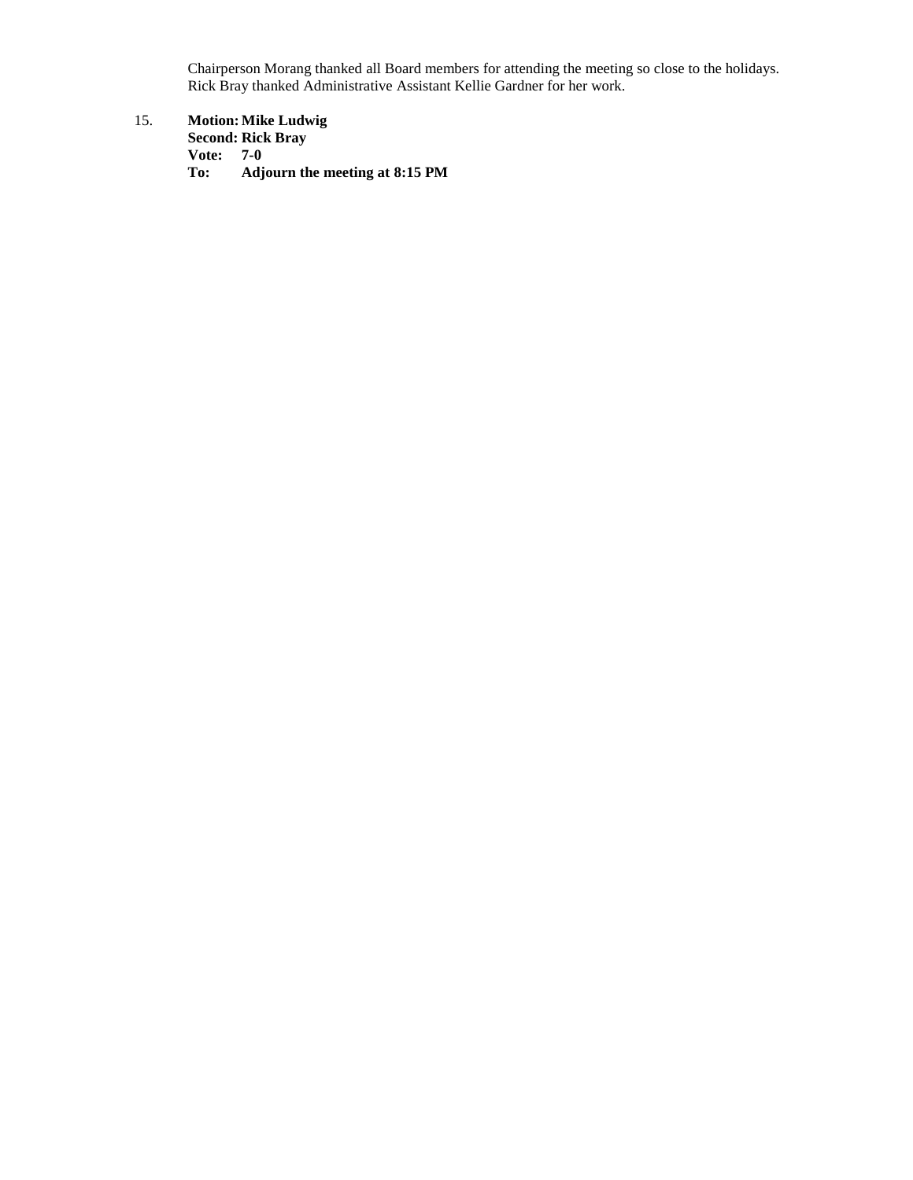Chairperson Morang thanked all Board members for attending the meeting so close to the holidays. Rick Bray thanked Administrative Assistant Kellie Gardner for her work.

15. **Motion: Mike Ludwig**
    **Second: Rick Bray**
    **Vote: 7-0**
    **To: Adjourn the meeting at 8:15 PM**